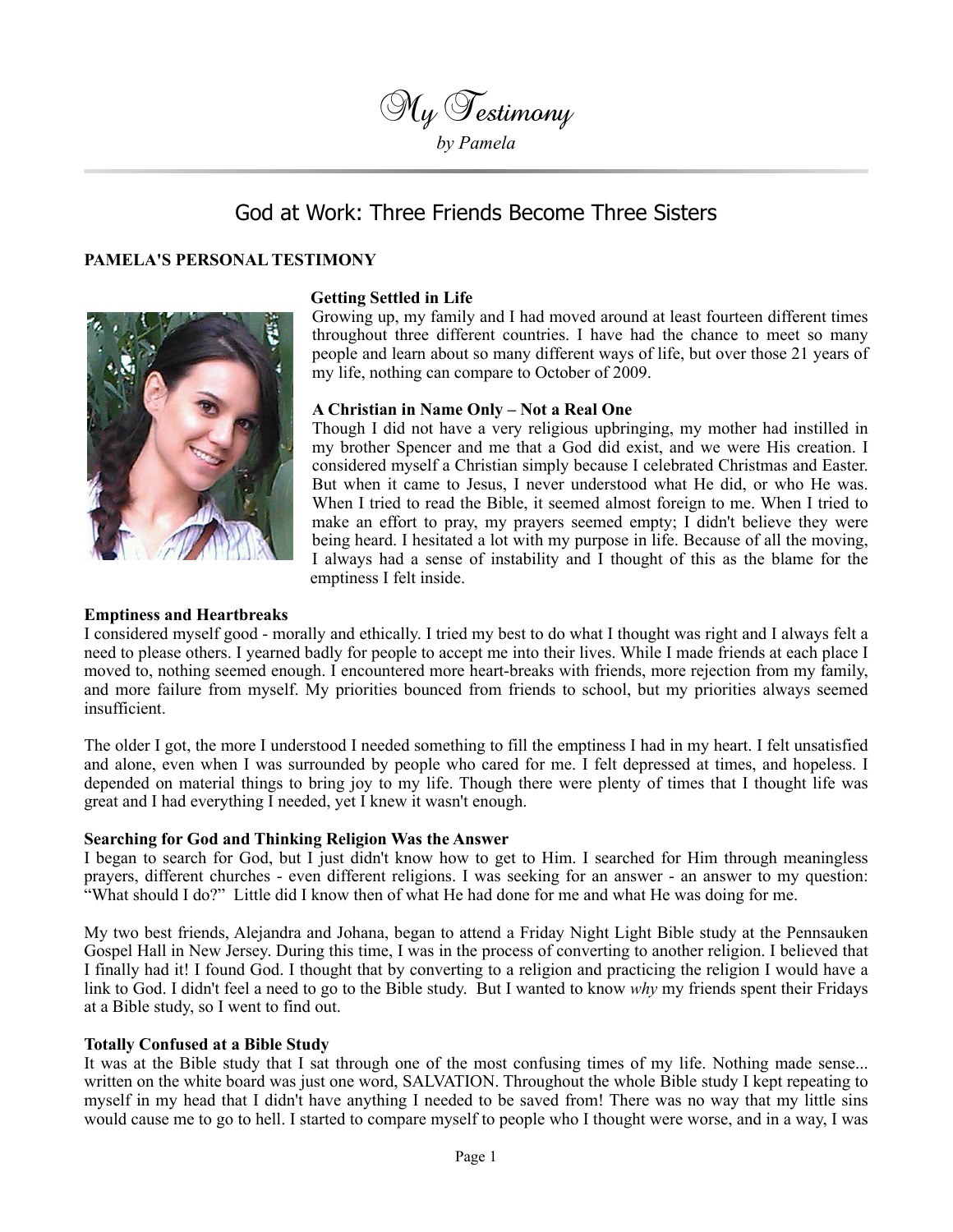# My Testimony

*by Pamela*

## God at Work: Three Friends Become Three Sisters

**PAMELA'S PERSONAL TESTIMONY**

**Getting Settled in Life**

Growing up, my family and I had moved around at least fourteen different times throughout three different countries. I have had the chance to meet so many people and learn about so many different ways of life, but over those 21 years of my life, nothing can compare to October of 2009.

**A Christian in Name Only – Not a Real One**

Though I did not have a very religious upbringing, my mother had instilled in my brother Spencer and me that a God did exist, and we were His creation. I considered myself a Christian simply because I celebrated Christmas and Easter. But when it came to Jesus, I never understood what He did, or who He was. When I tried to read the Bible, it seemed almost foreign to me. When I tried to make an effort to pray, my prayers seemed empty; I didn't believe they were being heard. I hesitated a lot with my purpose in life. Because of all the moving, I always had a sense of instability and I thought of this as the blame for the emptiness I felt inside.

**Emptiness and Heartbreaks**

I considered myself good - morally and ethically. I tried my best to do what I thought was right and I always felt a need to please others. I yearned badly for people to accept me into their lives. While I made friends at each place I moved to, nothing seemed enough. I encountered more heart-breaks with friends, more rejection from my family, and more failure from myself. My priorities bounced from friends to school, but my priorities always seemed insufficient.

The older I got, the more I understood I needed something to fill the emptiness I had in my heart. I felt unsatisfied and alone, even when I was surrounded by people who cared for me. I felt depressed at times, and hopeless. I depended on material things to bring joy to my life. Though there were plenty of times that I thought life was great and I had everything I needed, yet I knew it wasn't enough.

**Searching for God and Thinking Religion Was the Answer**

I began to search for God, but I just didn't know how to get to Him. I searched for Him through meaningless prayers, different churches - even different religions. I was seeking for an answer - an answer to my question: "What should I do?" Little did I know then of what He had done for me and what He was doing for me.

My two best friends, Alejandra and Johana, began to attend a Friday Night Light Bible study at the Pennsauken Gospel Hall in New Jersey. During this time, I was in the process of converting to another religion. I believed that I finally had it! I found God. I thought that by converting to a religion and practicing the religion I would have a link to God. I didn't feel a need to go to the Bible study. But I wanted to know *why* my friends spent their Fridays at a Bible study, so I went to find out.

**Totally Confused at a Bible Study**

It was at the Bible study that I sat through one of the most confusing times of my life. Nothing made sense... written on the white board was just one word, SALVATION. Throughout the whole Bible study I kept repeating to myself in my head that I didn't have anything I needed to be saved from! There was no way that my little sins would cause me to go to hell. I started to compare myself to people who I thought were worse, and in a way, I was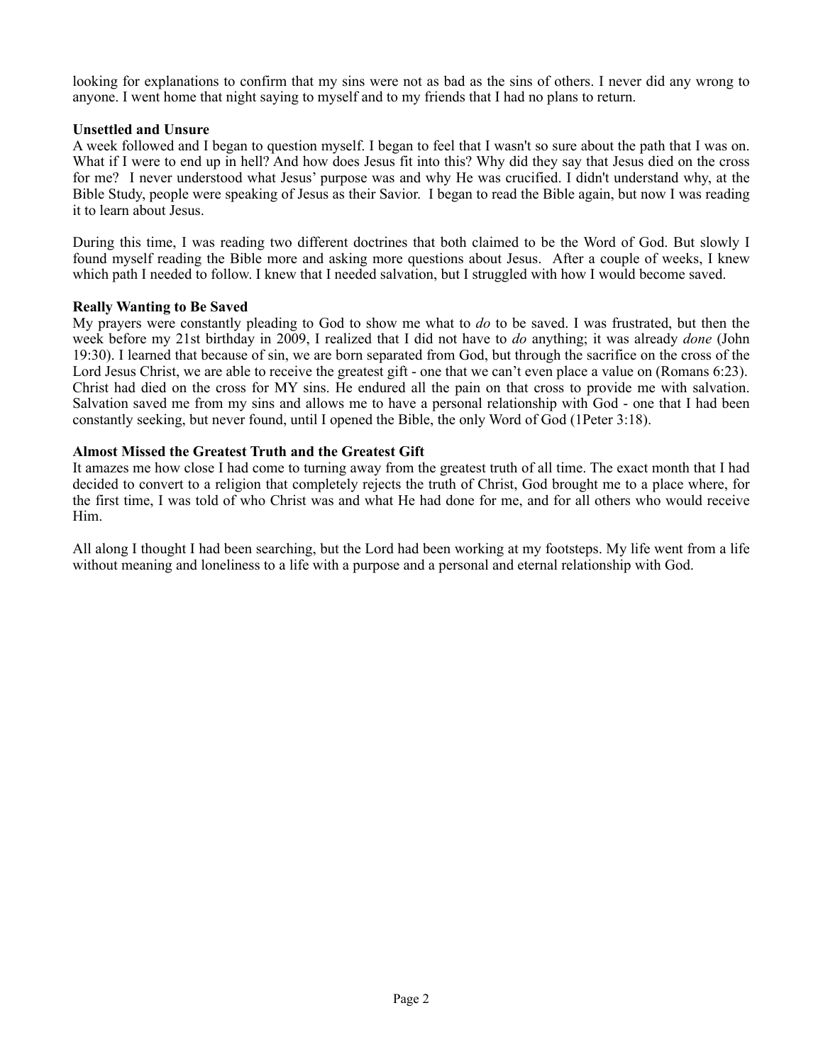looking for explanations to confirm that my sins were not as bad as the sins of others. I never did any wrong to anyone. I went home that night saying to myself and to my friends that I had no plans to return.

**Unsettled and Unsure**

A week followed and I began to question myself. I began to feel that I wasn't so sure about the path that I was on. What if I were to end up in hell? And how does Jesus fit into this? Why did they say that Jesus died on the cross for me? I never understood what Jesus' purpose was and why He was crucified. I didn't understand why, at the Bible Study, people were speaking of Jesus as their Savior. I began to read the Bible again, but now I was reading it to learn about Jesus.

During this time, I was reading two different doctrines that both claimed to be the Word of God. But slowly I found myself reading the Bible more and asking more questions about Jesus. After a couple of weeks, I knew which path I needed to follow. I knew that I needed salvation, but I struggled with how I would become saved.

**Really Wanting to Be Saved**

My prayers were constantly pleading to God to show me what to *do* to be saved. I was frustrated, but then the week before my 21st birthday in 2009, I realized that I did not have to *do* anything; it was already *done* (John 19:30). I learned that because of sin, we are born separated from God, but through the sacrifice on the cross of the Lord Jesus Christ, we are able to receive the greatest gift - one that we can't even place a value on (Romans 6:23). Christ had died on the cross for MY sins. He endured all the pain on that cross to provide me with salvation. Salvation saved me from my sins and allows me to have a personal relationship with God - one that I had been constantly seeking, but never found, until I opened the Bible, the only Word of God (1Peter 3:18).

**Almost Missed the Greatest Truth and the Greatest Gift**

It amazes me how close I had come to turning away from the greatest truth of all time. The exact month that I had decided to convert to a religion that completely rejects the truth of Christ, God brought me to a place where, for the first time, I was told of who Christ was and what He had done for me, and for all others who would receive Him.

All along I thought I had been searching, but the Lord had been working at my footsteps. My life went from a life without meaning and loneliness to a life with a purpose and a personal and eternal relationship with God.